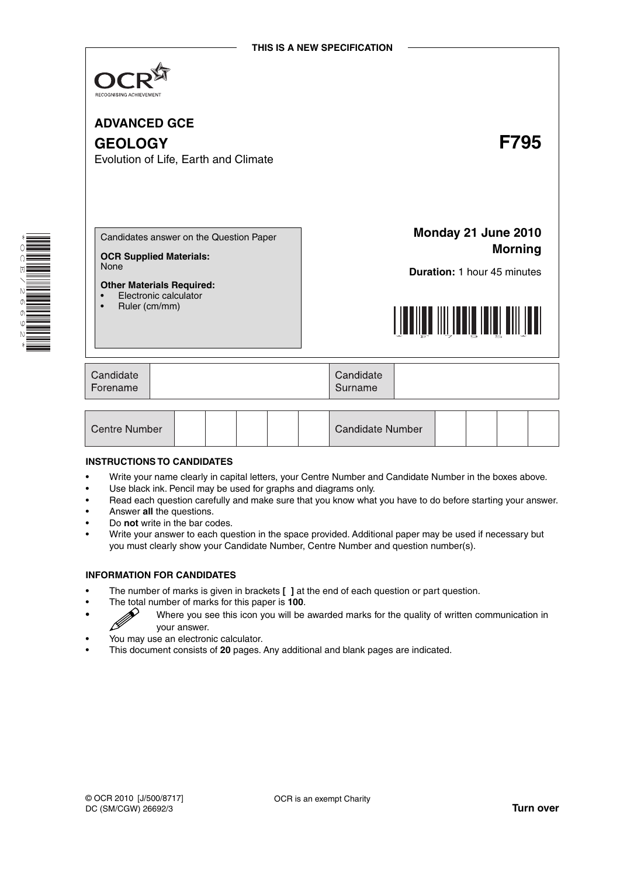THIS IS A NEW SPECIFICATION

OCR
RECOGNISING ACHIEVEMENT

# ADVANCED GCE

# GEOLOGY **F795**

Evolution of Life, Earth and Climate

Candidates answer on the Question Paper

**OCR Supplied Materials:**
None

**Other Materials Required:**
- Electronic calculator
- Ruler (cm/mm)

**Monday 21 June 2010**
**Morning**

**Duration:** 1 hour 45 minutes

| Candidate Forename | | Candidate Surname | |
|---|---|---|---|

| Centre Number | | | | | | Candidate Number | | | | |
|---|---|---|---|---|---|---|---|---|---|---|

**INSTRUCTIONS TO CANDIDATES**

- Write your name clearly in capital letters, your Centre Number and Candidate Number in the boxes above.
- Use black ink. Pencil may be used for graphs and diagrams only.
- Read each question carefully and make sure that you know what you have to do before starting your answer.
- Answer **all** the questions.
- Do **not** write in the bar codes.
- Write your answer to each question in the space provided. Additional paper may be used if necessary but you must clearly show your Candidate Number, Centre Number and question number(s).

**INFORMATION FOR CANDIDATES**

- The number of marks is given in brackets **[ ]** at the end of each question or part question.
- The total number of marks for this paper is **100**.
- Where you see this icon you will be awarded marks for the quality of written communication in your answer.
- You may use an electronic calculator.
- This document consists of **20** pages. Any additional and blank pages are indicated.

© OCR 2010 [J/500/8717]
DC (SM/CGW) 26692/3

OCR is an exempt Charity

**Turn over**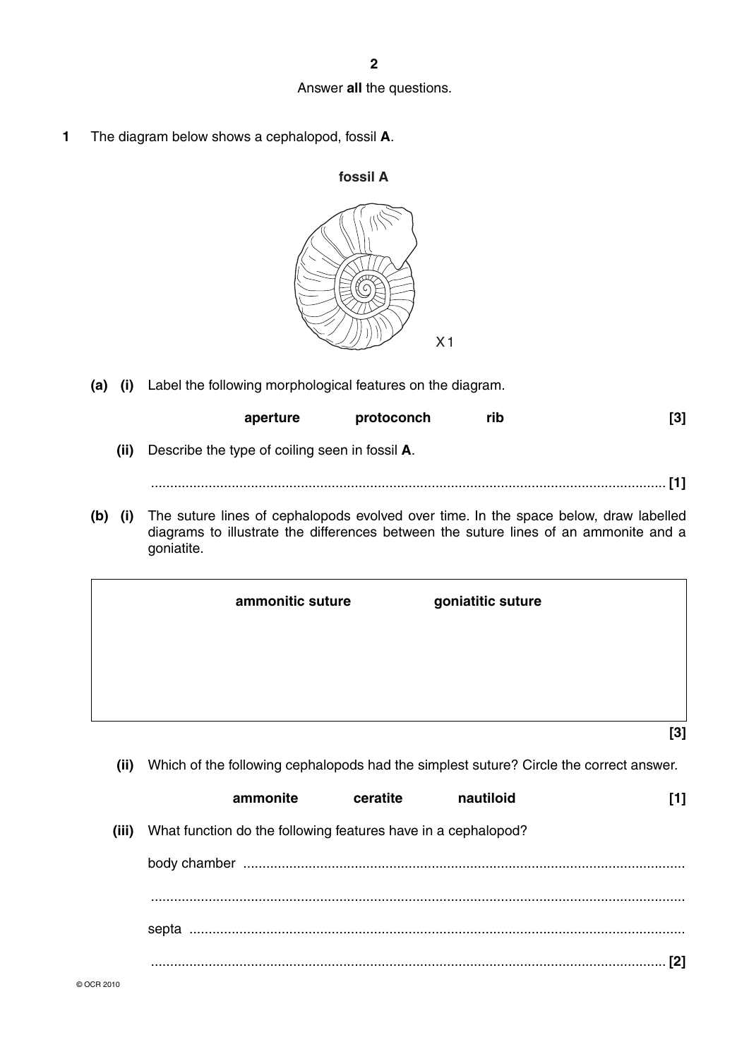Answer **all** the questions.

**1** The diagram below shows a cephalopod, fossil **A**.

**fossil A**

X 1

**(a) (i)** Label the following morphological features on the diagram.

**aperture** **protoconch** **rib** **[3]**

**(ii)** Describe the type of coiling seen in fossil **A**.

........................................................................................................................ **[1]**

**(b) (i)** The suture lines of cephalopods evolved over time. In the space below, draw labelled diagrams to illustrate the differences between the suture lines of an ammonite and a goniatite.

| **ammonitic suture** | **goniatitic suture** |
|---|---|
| | |

**[3]**

**(ii)** Which of the following cephalopods had the simplest suture? Circle the correct answer.

**ammonite** **ceratite** **nautiloid** **[1]**

**(iii)** What function do the following features have in a cephalopod?

body chamber ........................................................................................................................

........................................................................................................................

septa ........................................................................................................................

........................................................................................................................ **[2]**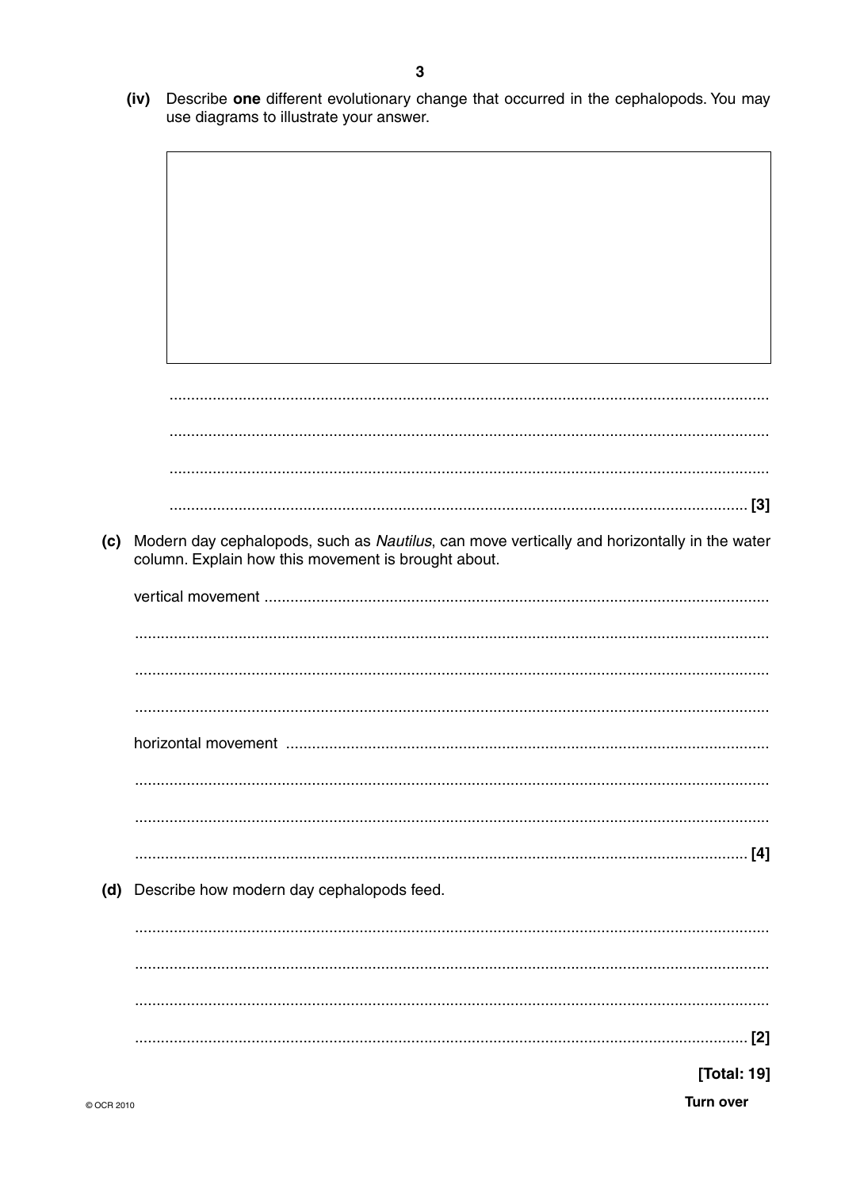(iv) Describe **one** different evolutionary change that occurred in the cephalopods. You may use diagrams to illustrate your answer.

.......................................................................................................................................

.......................................................................................................................................

.......................................................................................................................................

....................................................................................................................................... [3]

(c) Modern day cephalopods, such as *Nautilus*, can move vertically and horizontally in the water column. Explain how this movement is brought about.

vertical movement .......................................................................................................

.......................................................................................................................................

.......................................................................................................................................

.......................................................................................................................................

horizontal movement ...................................................................................................

.......................................................................................................................................

.......................................................................................................................................

....................................................................................................................................... [4]

(d) Describe how modern day cephalopods feed.

.......................................................................................................................................

.......................................................................................................................................

.......................................................................................................................................

....................................................................................................................................... [2]

**[Total: 19]**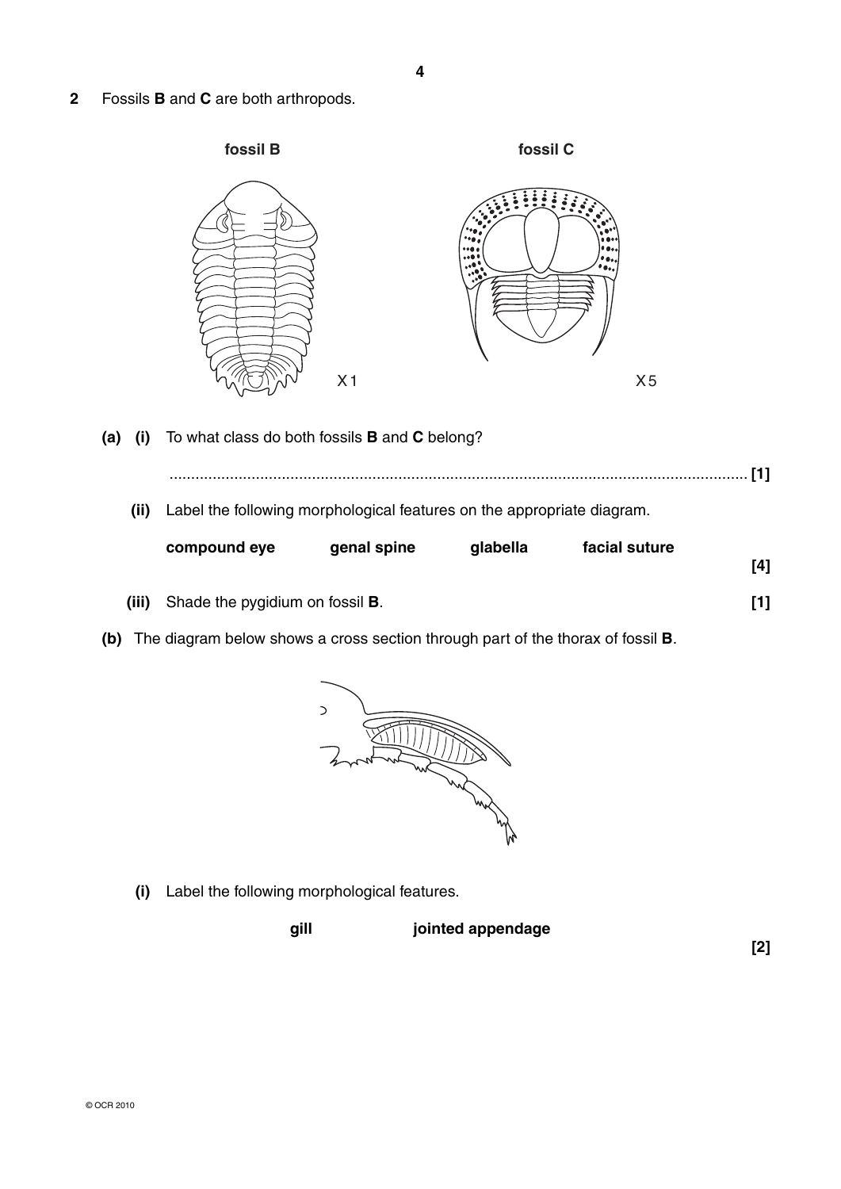**2** Fossils **B** and **C** are both arthropods.

**fossil B** X1

**fossil C** X5

**(a) (i)** To what class do both fossils **B** and **C** belong?

........................................................................................................................................ **[1]**

**(ii)** Label the following morphological features on the appropriate diagram.

**compound eye** **genal spine** **glabella** **facial suture**

**[4]**

**(iii)** Shade the pygidium on fossil **B**. **[1]**

**(b)** The diagram below shows a cross section through part of the thorax of fossil **B**.

**(i)** Label the following morphological features.

**gill** **jointed appendage**

**[2]**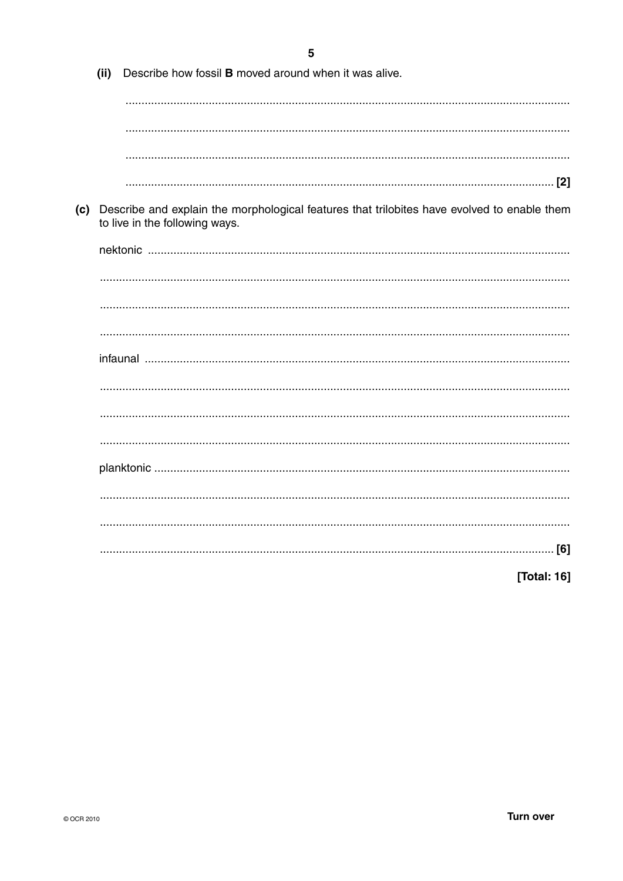(ii) Describe how fossil **B** moved around when it was alive.

..........................................................................................................................................

..........................................................................................................................................

..........................................................................................................................................

.................................................................................................................................... [2]

(c) Describe and explain the morphological features that trilobites have evolved to enable them to live in the following ways.

nektonic ..................................................................................................................................

..........................................................................................................................................

..........................................................................................................................................

..........................................................................................................................................

infaunal ..................................................................................................................................

..........................................................................................................................................

..........................................................................................................................................

..........................................................................................................................................

planktonic ..............................................................................................................................

..........................................................................................................................................

..........................................................................................................................................

.................................................................................................................................... [6]

**[Total: 16]**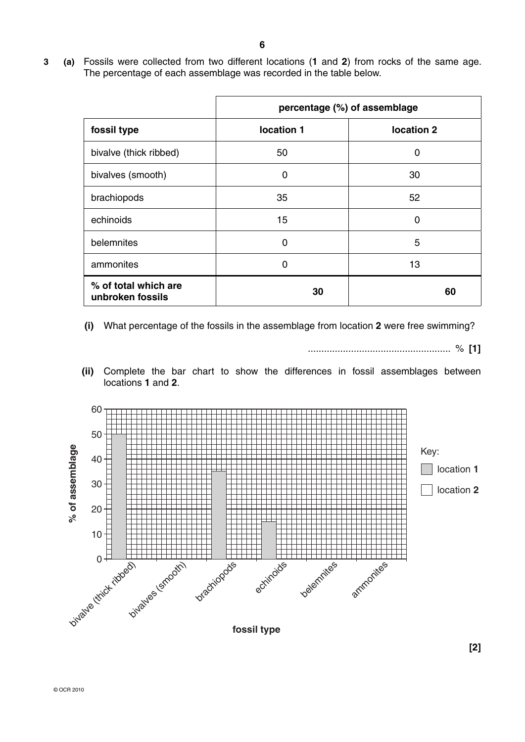**3** **(a)** Fossils were collected from two different locations (**1** and **2**) from rocks of the same age. The percentage of each assemblage was recorded in the table below.

| | percentage (%) of assemblage | |
|---|---|---|
| **fossil type** | **location 1** | **location 2** |
| bivalve (thick ribbed) | 50 | 0 |
| bivalves (smooth) | 0 | 30 |
| brachiopods | 35 | 52 |
| echinoids | 15 | 0 |
| belemnites | 0 | 5 |
| ammonites | 0 | 13 |
| **% of total which are unbroken fossils** | **30** | **60** |

**(i)** What percentage of the fossils in the assemblage from location **2** were free swimming?

.................................................... % **[1]**

**(ii)** Complete the bar chart to show the differences in fossil assemblages between locations **1** and **2**.

**[2]**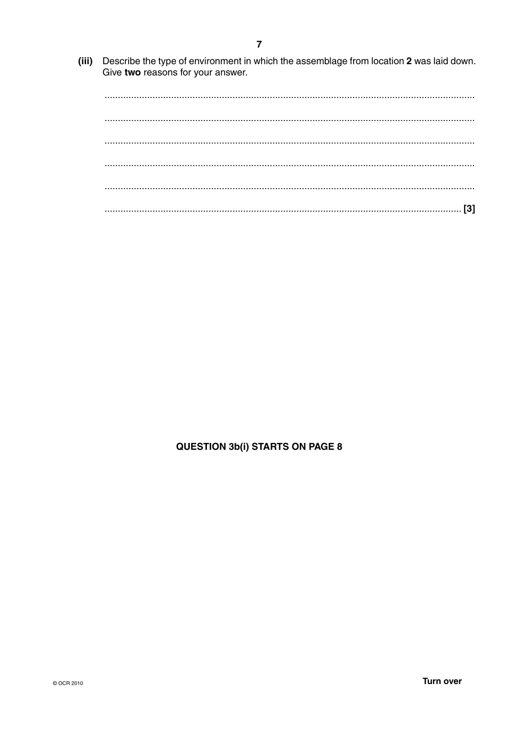**(iii)** Describe the type of environment in which the assemblage from location **2** was laid down. Give **two** reasons for your answer.

..........................................................................................................................................

..........................................................................................................................................

..........................................................................................................................................

..........................................................................................................................................

..........................................................................................................................................

...................................................................................................................................... [3]

**QUESTION 3b(i) STARTS ON PAGE 8**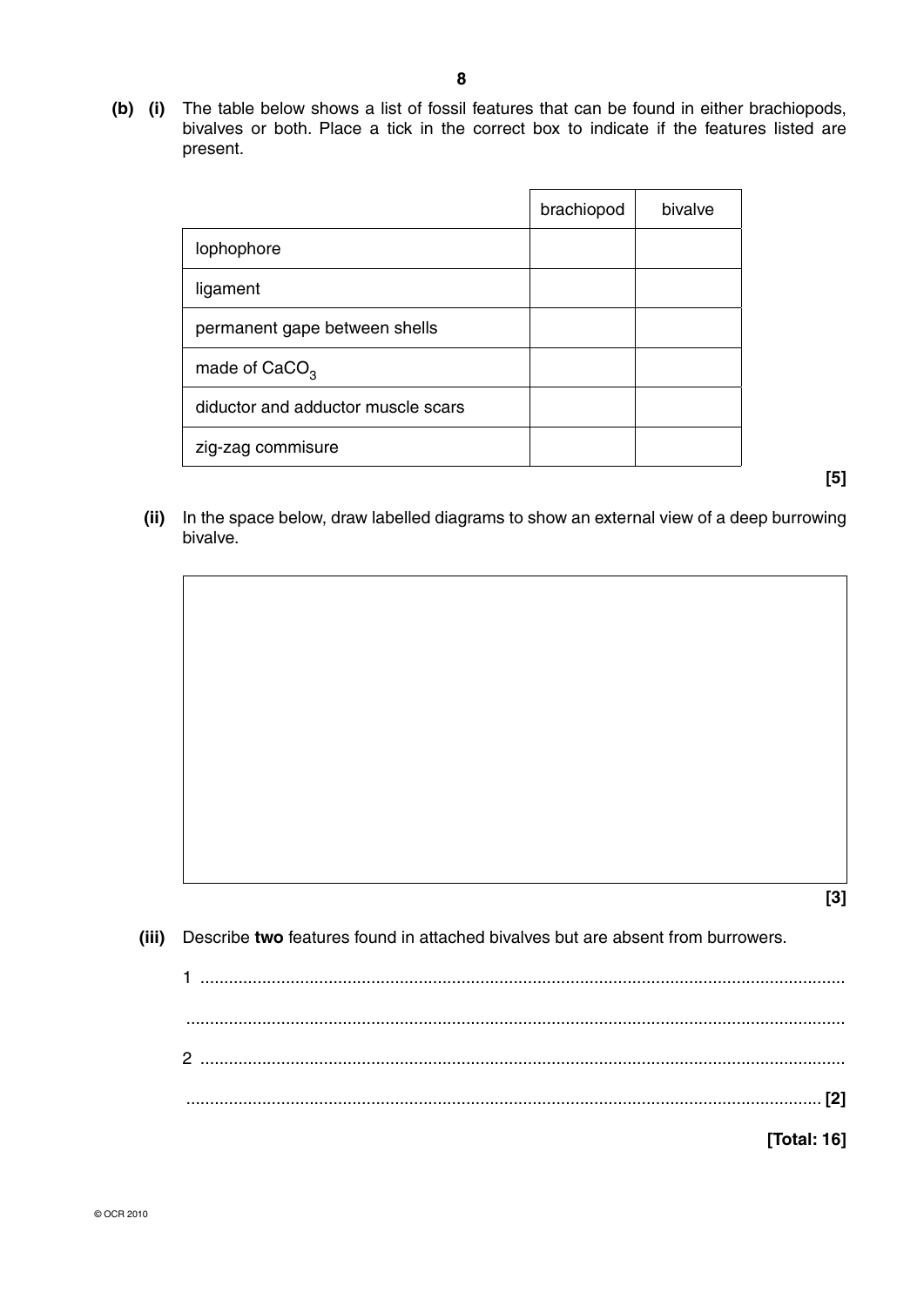**(b) (i)** The table below shows a list of fossil features that can be found in either brachiopods, bivalves or both. Place a tick in the correct box to indicate if the features listed are present.

| | brachiopod | bivalve |
|---|---|---|
| lophophore | | |
| ligament | | |
| permanent gape between shells | | |
| made of $CaCO_3$ | | |
| diductor and adductor muscle scars | | |
| zig-zag commisure | | |

**[5]**

**(ii)** In the space below, draw labelled diagrams to show an external view of a deep burrowing bivalve.

**[3]**

**(iii)** Describe **two** features found in attached bivalves but are absent from burrowers.

1 ...........................................................................................................................................

...........................................................................................................................................

2 ...........................................................................................................................................

........................................................................................................................................... **[2]**

**[Total: 16]**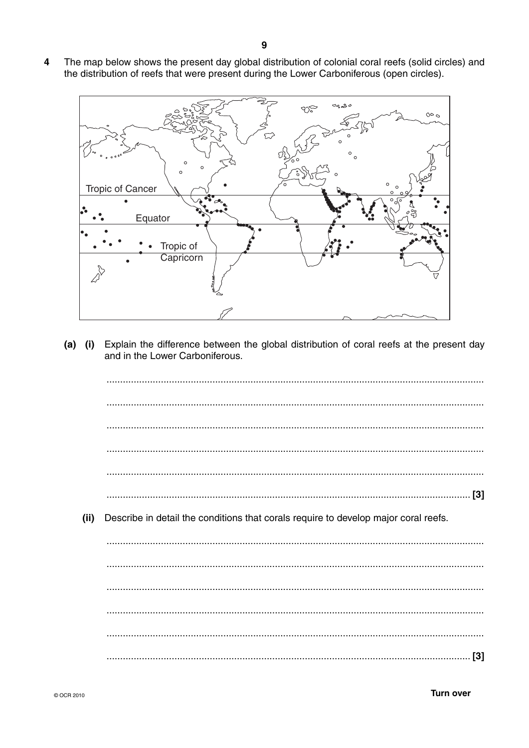4 The map below shows the present day global distribution of colonial coral reefs (solid circles) and the distribution of reefs that were present during the Lower Carboniferous (open circles).

Tropic of Cancer

Equator

Tropic of Capricorn

(a) (i) Explain the difference between the global distribution of coral reefs at the present day and in the Lower Carboniferous.

..........................................................................................................................................

..........................................................................................................................................

..........................................................................................................................................

..........................................................................................................................................

..........................................................................................................................................

.................................................................................................................................... [3]

(ii) Describe in detail the conditions that corals require to develop major coral reefs.

..........................................................................................................................................

..........................................................................................................................................

..........................................................................................................................................

..........................................................................................................................................

..........................................................................................................................................

.................................................................................................................................... [3]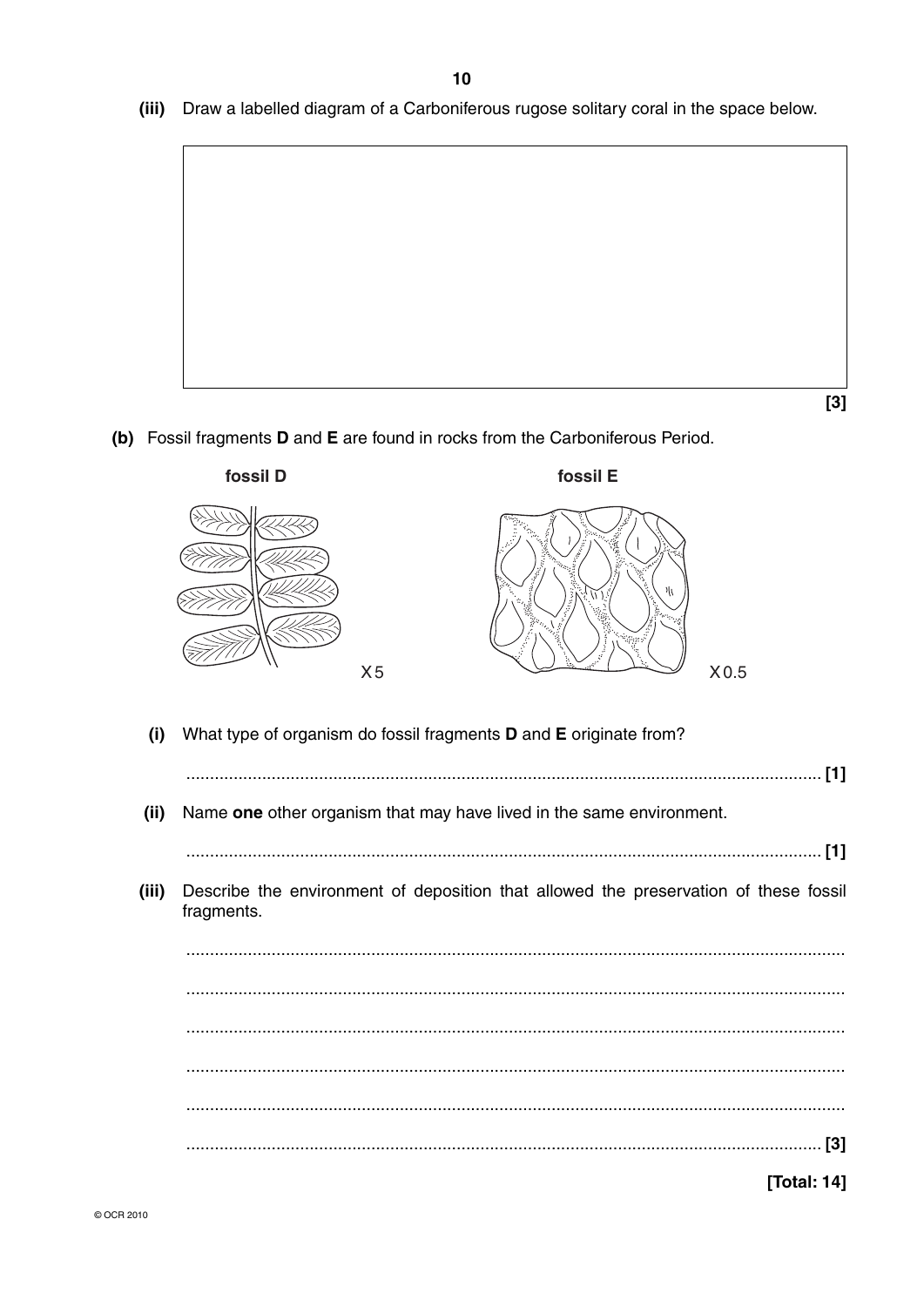(iii) Draw a labelled diagram of a Carboniferous rugose solitary coral in the space below.

**[3]**

**(b)** Fossil fragments **D** and **E** are found in rocks from the Carboniferous Period.

**fossil D** X5

**fossil E** X0.5

**(i)** What type of organism do fossil fragments **D** and **E** originate from?

........................................................................................................................................ **[1]**

**(ii)** Name **one** other organism that may have lived in the same environment.

........................................................................................................................................ **[1]**

**(iii)** Describe the environment of deposition that allowed the preservation of these fossil fragments.

........................................................................................................................................

........................................................................................................................................

........................................................................................................................................

........................................................................................................................................

........................................................................................................................................

........................................................................................................................................ **[3]**

**[Total: 14]**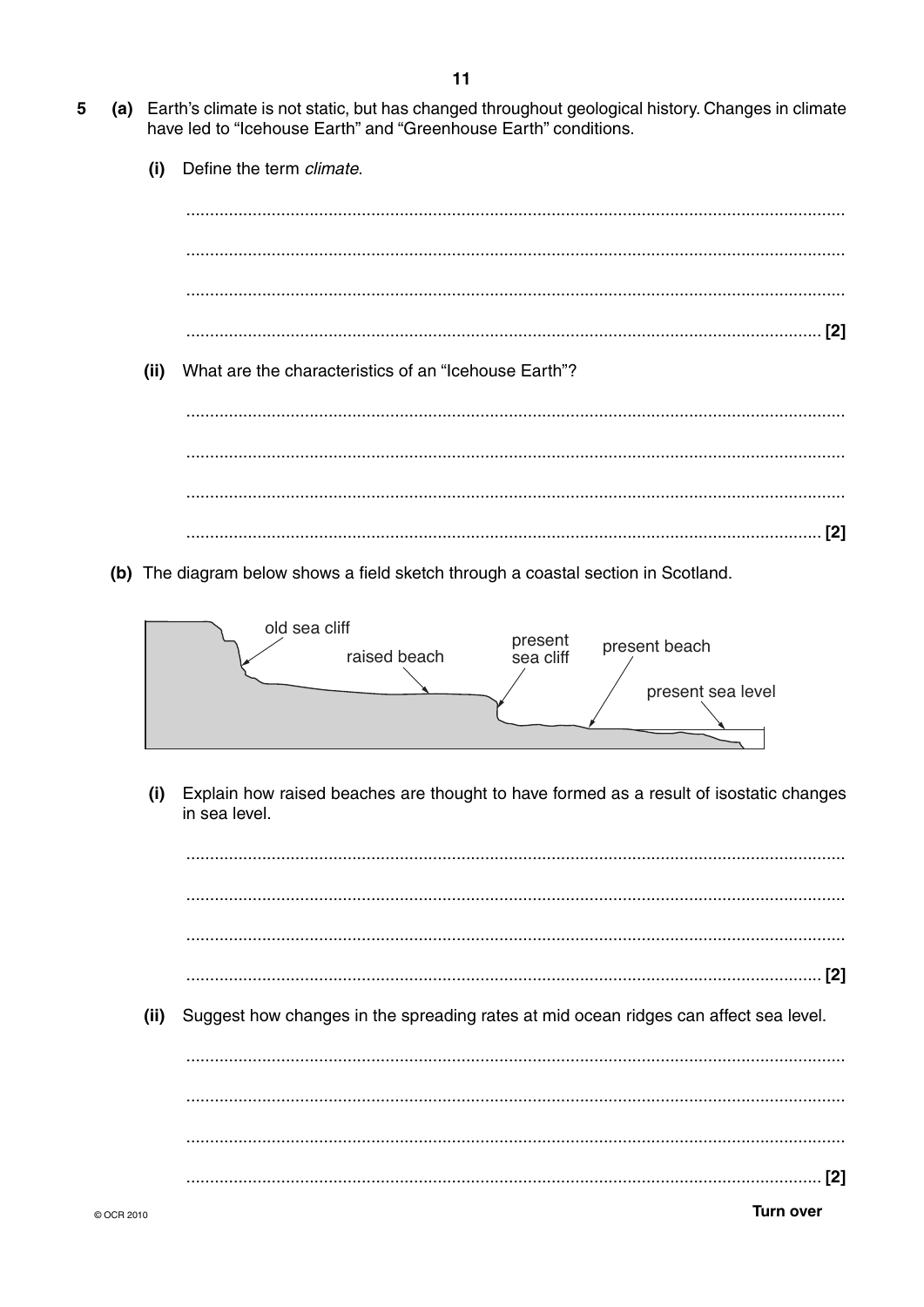5 (a) Earth's climate is not static, but has changed throughout geological history. Changes in climate have led to "Icehouse Earth" and "Greenhouse Earth" conditions.

(i) Define the term *climate*.

..........................................................................................................................................

..........................................................................................................................................

..........................................................................................................................................

.................................................................................................................................... [2]

(ii) What are the characteristics of an "Icehouse Earth"?

..........................................................................................................................................

..........................................................................................................................................

..........................................................................................................................................

.................................................................................................................................... [2]

(b) The diagram below shows a field sketch through a coastal section in Scotland.

old sea cliff | raised beach | present sea cliff | present beach | present sea level

(i) Explain how raised beaches are thought to have formed as a result of isostatic changes in sea level.

..........................................................................................................................................

..........................................................................................................................................

..........................................................................................................................................

.................................................................................................................................... [2]

(ii) Suggest how changes in the spreading rates at mid ocean ridges can affect sea level.

..........................................................................................................................................

..........................................................................................................................................

..........................................................................................................................................

.................................................................................................................................... [2]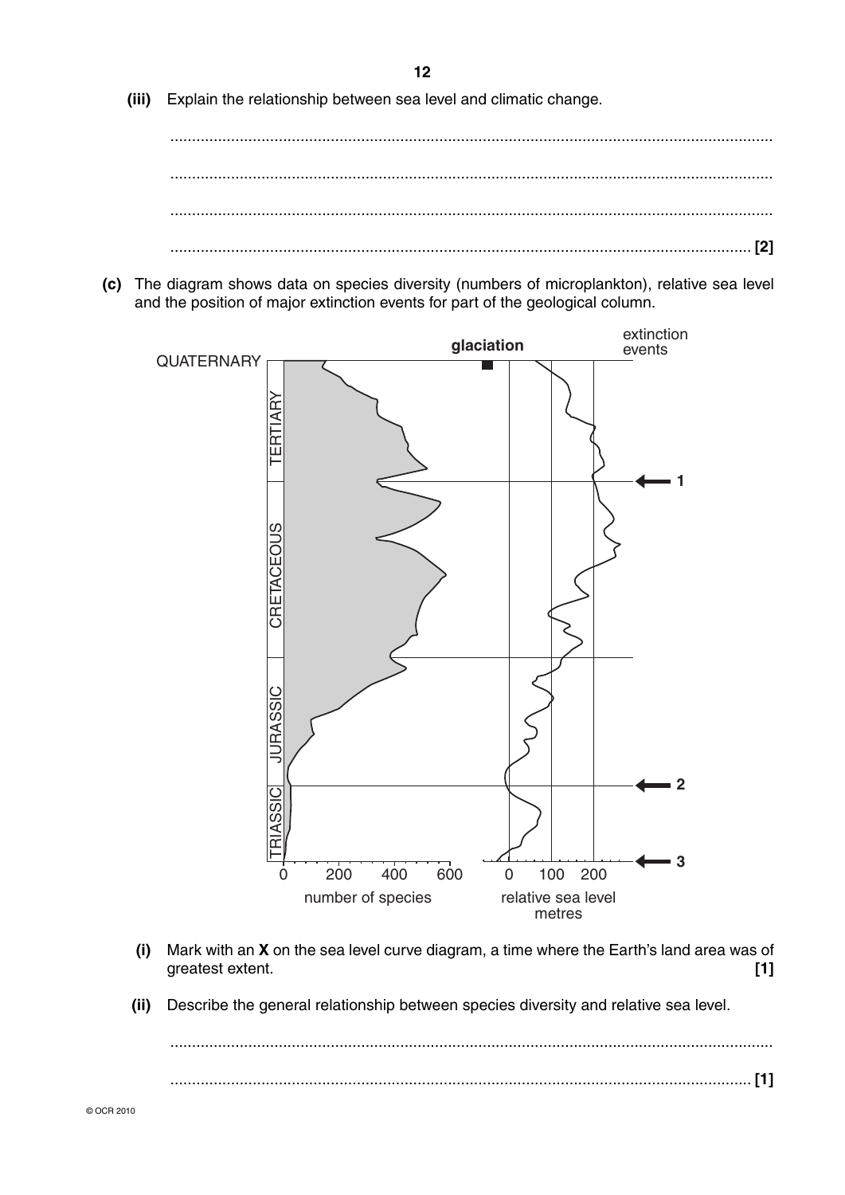**(iii)** Explain the relationship between sea level and climatic change.

..........................................................................................................................................

..........................................................................................................................................

..........................................................................................................................................

.................................................................................................................................... **[2]**

**(c)** The diagram shows data on species diversity (numbers of microplankton), relative sea level and the position of major extinction events for part of the geological column.

**(i)** Mark with an **X** on the sea level curve diagram, a time where the Earth's land area was of greatest extent. **[1]**

**(ii)** Describe the general relationship between species diversity and relative sea level.

..........................................................................................................................................

.................................................................................................................................... **[1]**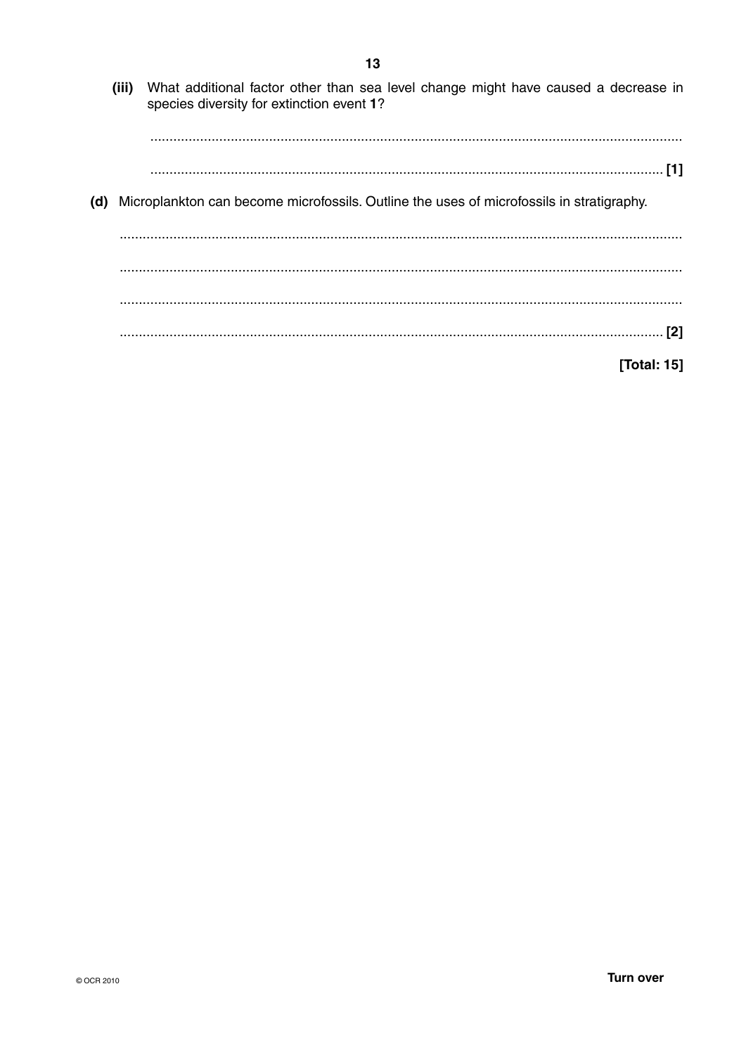(iii) What additional factor other than sea level change might have caused a decrease in species diversity for extinction event **1**?

.......................................................................................................................................

....................................................................................................................................... [1]

**(d)** Microplankton can become microfossils. Outline the uses of microfossils in stratigraphy.

.......................................................................................................................................

.......................................................................................................................................

.......................................................................................................................................

....................................................................................................................................... [2]

**[Total: 15]**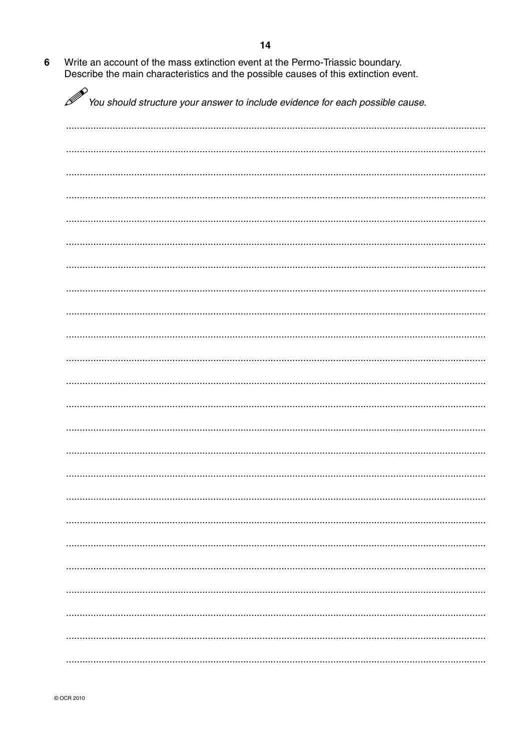6 Write an account of the mass extinction event at the Permo-Triassic boundary.
Describe the main characteristics and the possible causes of this extinction event.

✎ *You should structure your answer to include evidence for each possible cause.*

..........................................................................................................................................

..........................................................................................................................................

..........................................................................................................................................

..........................................................................................................................................

..........................................................................................................................................

..........................................................................................................................................

..........................................................................................................................................

..........................................................................................................................................

..........................................................................................................................................

..........................................................................................................................................

..........................................................................................................................................

..........................................................................................................................................

..........................................................................................................................................

..........................................................................................................................................

..........................................................................................................................................

..........................................................................................................................................

..........................................................................................................................................

..........................................................................................................................................

..........................................................................................................................................

..........................................................................................................................................

..........................................................................................................................................

..........................................................................................................................................

..........................................................................................................................................

..........................................................................................................................................

© OCR 2010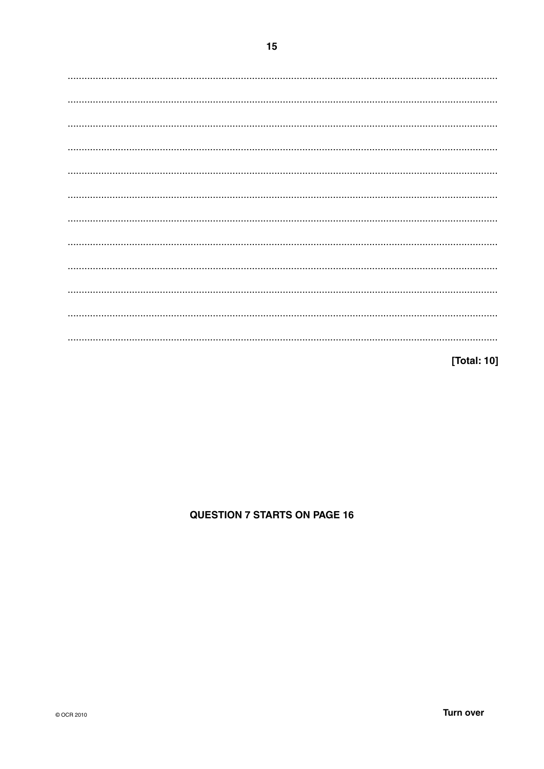[Total: 10]

**QUESTION 7 STARTS ON PAGE 16**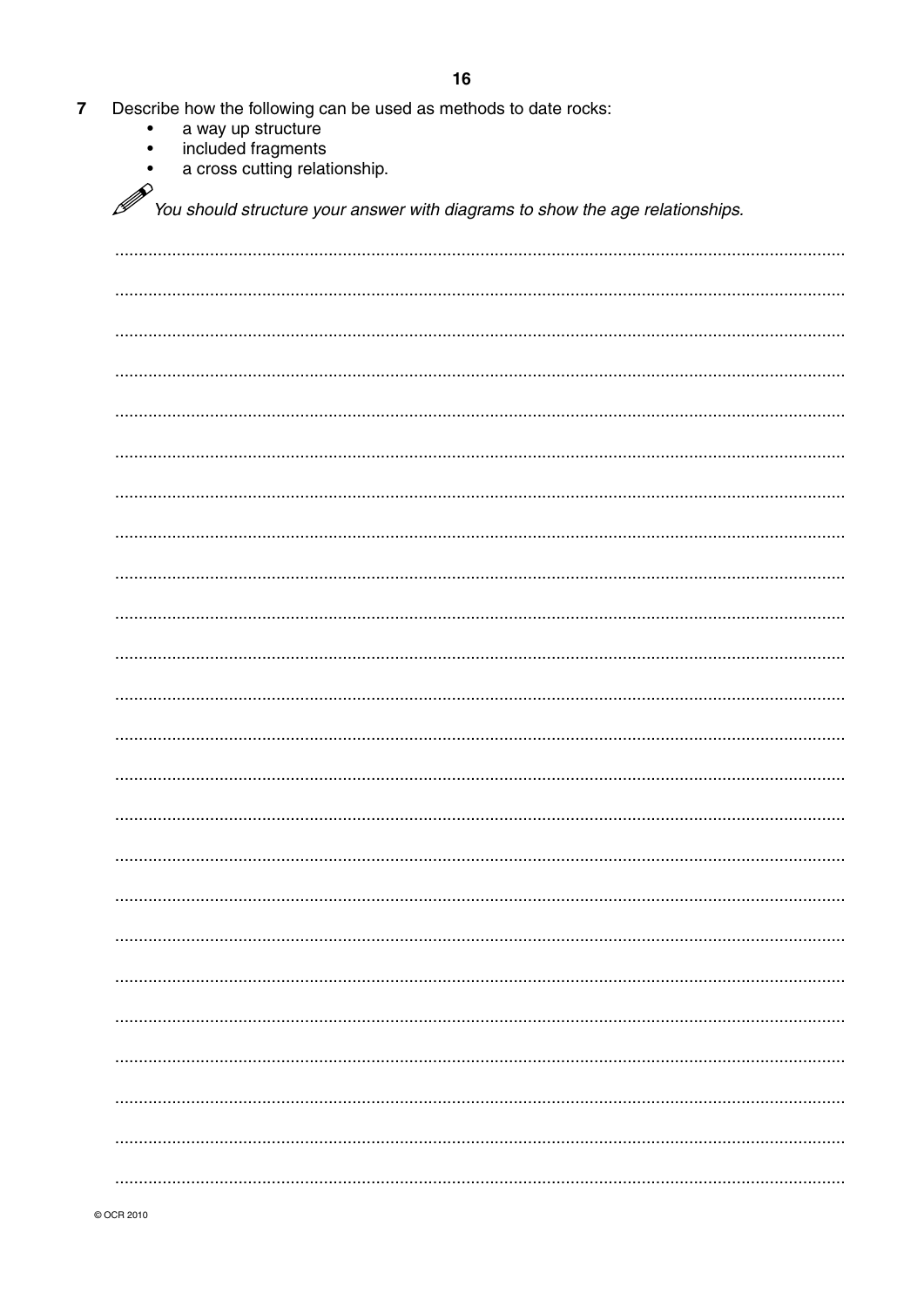7 Describe how the following can be used as methods to date rocks:
- a way up structure
- included fragments
- a cross cutting relationship.

*You should structure your answer with diagrams to show the age relationships.*

..............................................................................................................................................

..............................................................................................................................................

..............................................................................................................................................

..............................................................................................................................................

..............................................................................................................................................

..............................................................................................................................................

..............................................................................................................................................

..............................................................................................................................................

..............................................................................................................................................

..............................................................................................................................................

..............................................................................................................................................

..............................................................................................................................................

..............................................................................................................................................

..............................................................................................................................................

..............................................................................................................................................

..............................................................................................................................................

..............................................................................................................................................

..............................................................................................................................................

..............................................................................................................................................

..............................................................................................................................................

..............................................................................................................................................

..............................................................................................................................................

..............................................................................................................................................

..............................................................................................................................................

© OCR 2010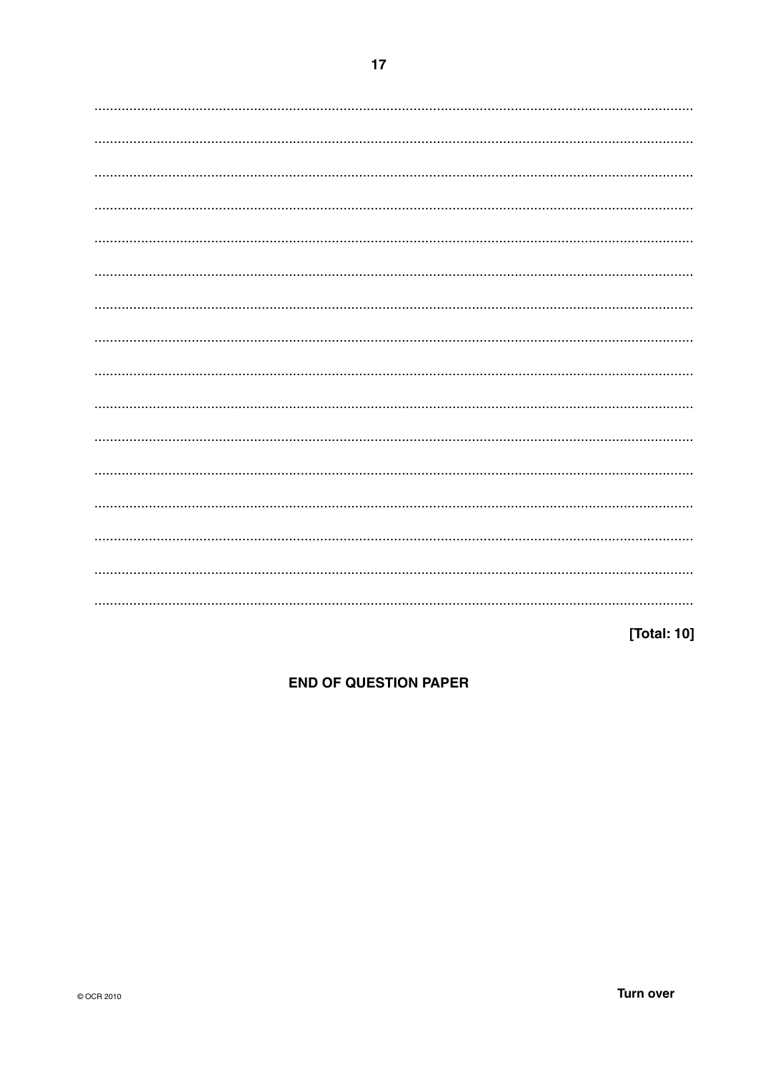[Total: 10]

**END OF QUESTION PAPER**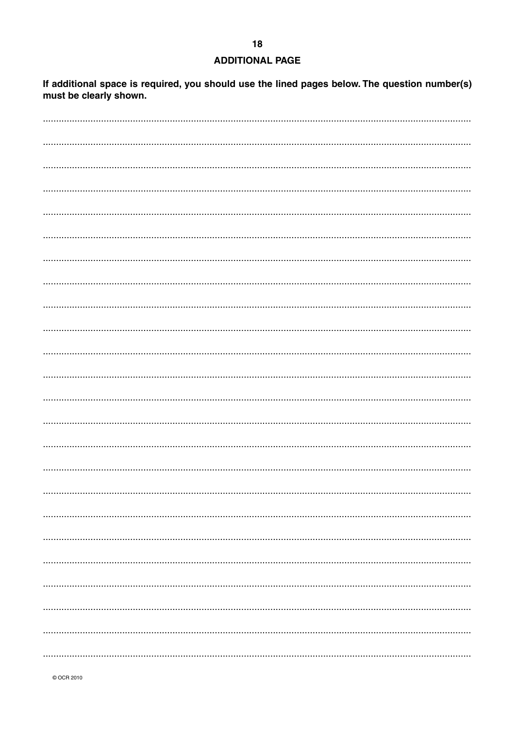## ADDITIONAL PAGE

**If additional space is required, you should use the lined pages below. The question number(s) must be clearly shown.**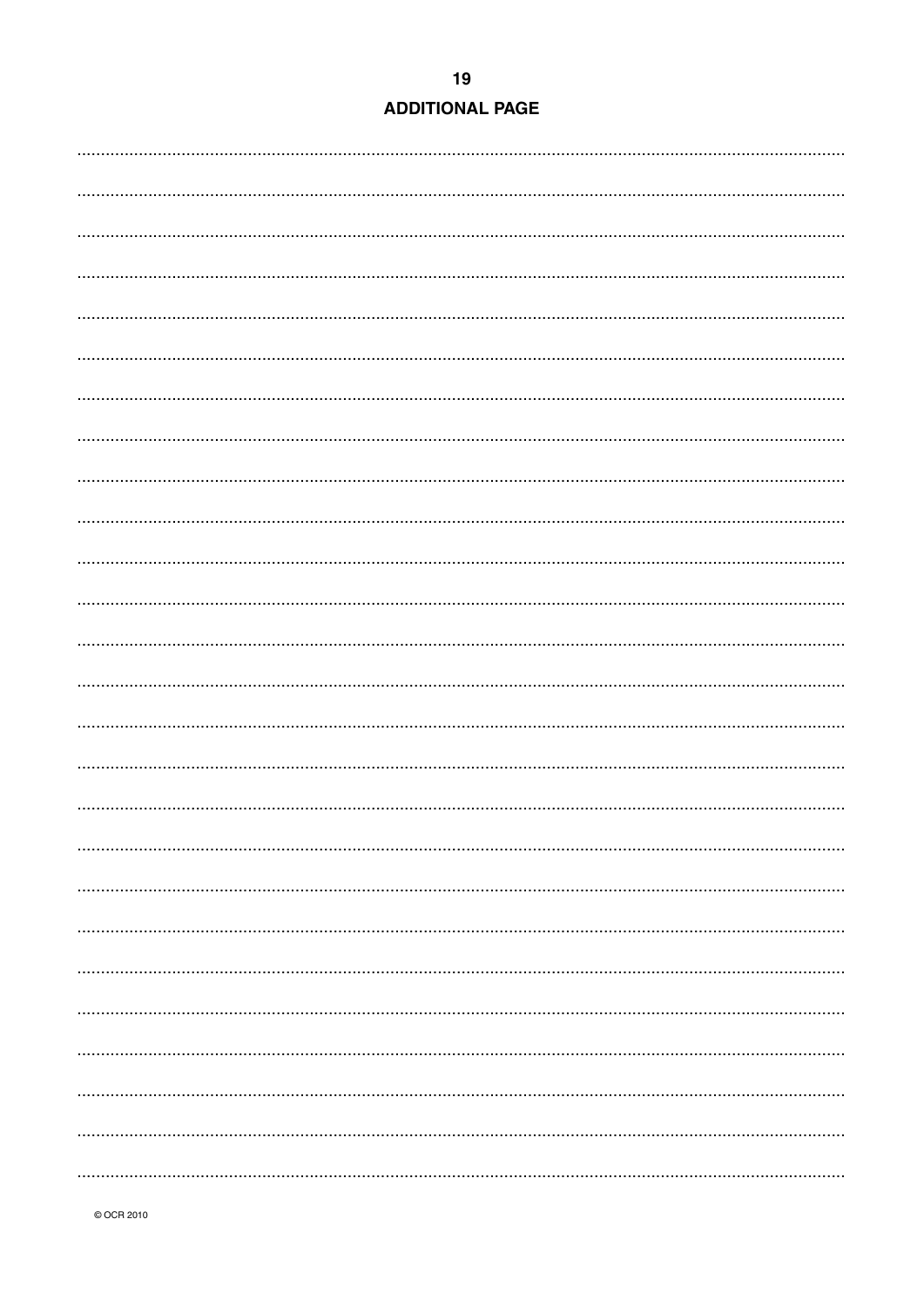## ADDITIONAL PAGE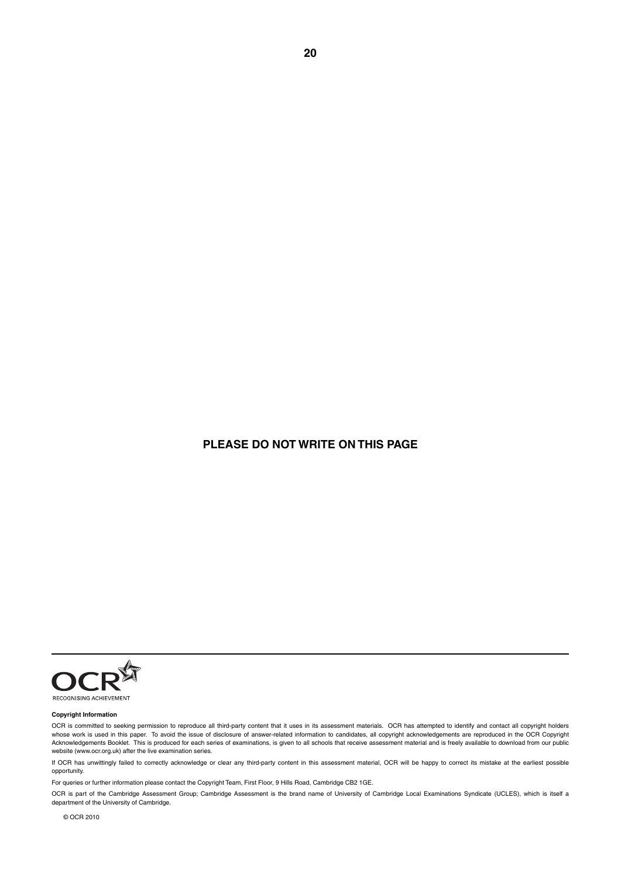**PLEASE DO NOT WRITE ON THIS PAGE**

OCR
RECOGNISING ACHIEVEMENT

**Copyright Information**

OCR is committed to seeking permission to reproduce all third-party content that it uses in its assessment materials. OCR has attempted to identify and contact all copyright holders whose work is used in this paper. To avoid the issue of disclosure of answer-related information to candidates, all copyright acknowledgements are reproduced in the OCR Copyright Acknowledgements Booklet. This is produced for each series of examinations, is given to all schools that receive assessment material and is freely available to download from our public website (www.ocr.org.uk) after the live examination series.

If OCR has unwittingly failed to correctly acknowledge or clear any third-party content in this assessment material, OCR will be happy to correct its mistake at the earliest possible opportunity.

For queries or further information please contact the Copyright Team, First Floor, 9 Hills Road, Cambridge CB2 1GE.

OCR is part of the Cambridge Assessment Group; Cambridge Assessment is the brand name of University of Cambridge Local Examinations Syndicate (UCLES), which is itself a department of the University of Cambridge.

© OCR 2010